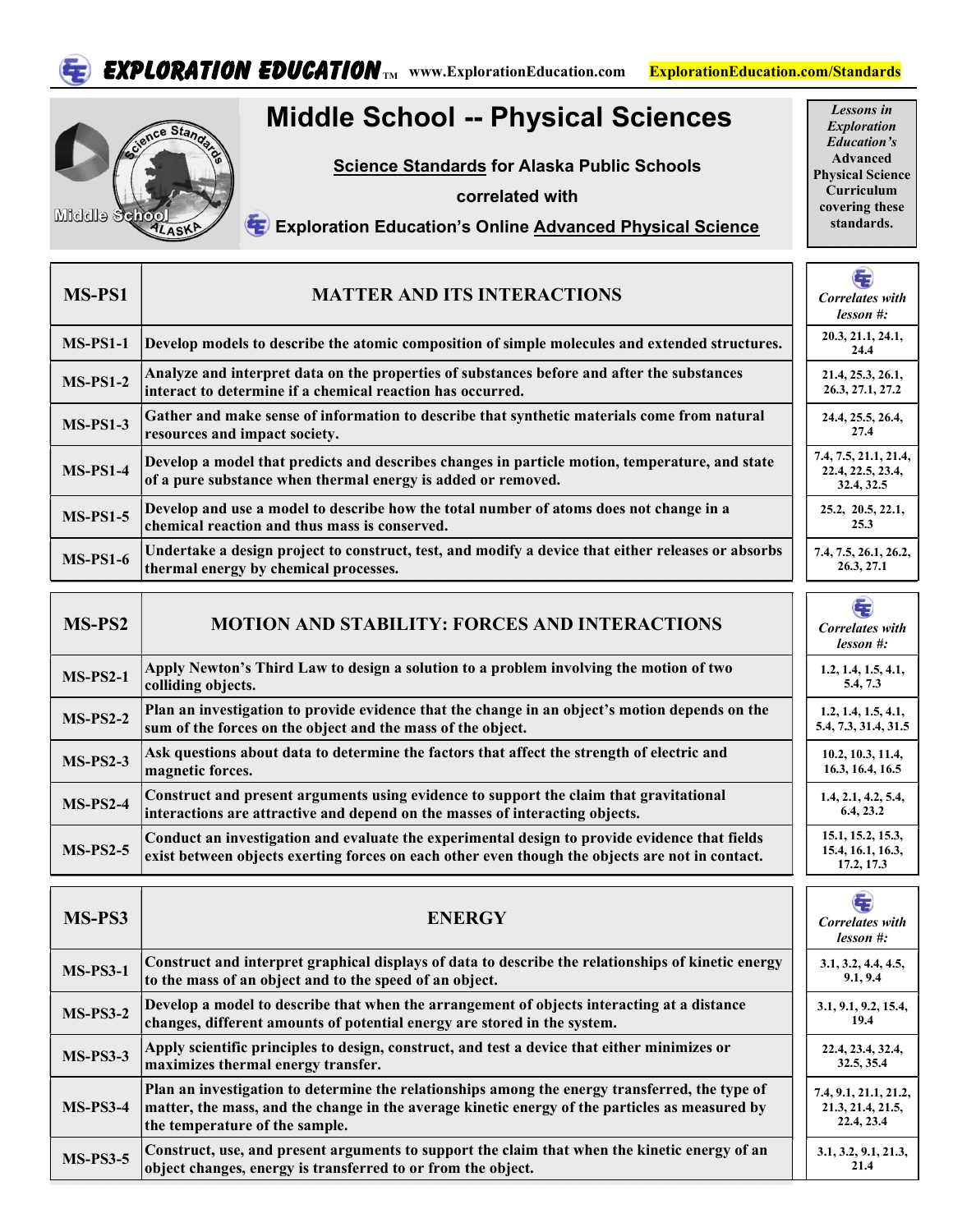**EXPLORATION EDUCATION**™ www.ExplorationEducation.com ExplorationEducation.com/Standards

# Middle School -- Physical Sciences

**Science Standards for Alaska Public Schools**

**correlated with**

**Exploration Education's Online Advanced Physical Science**

*Lessons in Exploration Education's* **Advanced Physical Science Curriculum covering these standards.**

| MS-PS1 | MATTER AND ITS INTERACTIONS | *Correlates with lesson #:* |
|---|---|---|
| MS-PS1-1 | Develop models to describe the atomic composition of simple molecules and extended structures. | 20.3, 21.1, 24.1, 24.4 |
| MS-PS1-2 | Analyze and interpret data on the properties of substances before and after the substances interact to determine if a chemical reaction has occurred. | 21.4, 25.3, 26.1, 26.3, 27.1, 27.2 |
| MS-PS1-3 | Gather and make sense of information to describe that synthetic materials come from natural resources and impact society. | 24.4, 25.5, 26.4, 27.4 |
| MS-PS1-4 | Develop a model that predicts and describes changes in particle motion, temperature, and state of a pure substance when thermal energy is added or removed. | 7.4, 7.5, 21.1, 21.4, 22.4, 22.5, 23.4, 32.4, 32.5 |
| MS-PS1-5 | Develop and use a model to describe how the total number of atoms does not change in a chemical reaction and thus mass is conserved. | 25.2, 20.5, 22.1, 25.3 |
| MS-PS1-6 | Undertake a design project to construct, test, and modify a device that either releases or absorbs thermal energy by chemical processes. | 7.4, 7.5, 26.1, 26.2, 26.3, 27.1 |

| MS-PS2 | MOTION AND STABILITY: FORCES AND INTERACTIONS | *Correlates with lesson #:* |
|---|---|---|
| MS-PS2-1 | Apply Newton's Third Law to design a solution to a problem involving the motion of two colliding objects. | 1.2, 1.4, 1.5, 4.1, 5.4, 7.3 |
| MS-PS2-2 | Plan an investigation to provide evidence that the change in an object's motion depends on the sum of the forces on the object and the mass of the object. | 1.2, 1.4, 1.5, 4.1, 5.4, 7.3, 31.4, 31.5 |
| MS-PS2-3 | Ask questions about data to determine the factors that affect the strength of electric and magnetic forces. | 10.2, 10.3, 11.4, 16.3, 16.4, 16.5 |
| MS-PS2-4 | Construct and present arguments using evidence to support the claim that gravitational interactions are attractive and depend on the masses of interacting objects. | 1.4, 2.1, 4.2, 5.4, 6.4, 23.2 |
| MS-PS2-5 | Conduct an investigation and evaluate the experimental design to provide evidence that fields exist between objects exerting forces on each other even though the objects are not in contact. | 15.1, 15.2, 15.3, 15.4, 16.1, 16.3, 17.2, 17.3 |

| MS-PS3 | ENERGY | *Correlates with lesson #:* |
|---|---|---|
| MS-PS3-1 | Construct and interpret graphical displays of data to describe the relationships of kinetic energy to the mass of an object and to the speed of an object. | 3.1, 3.2, 4.4, 4.5, 9.1, 9.4 |
| MS-PS3-2 | Develop a model to describe that when the arrangement of objects interacting at a distance changes, different amounts of potential energy are stored in the system. | 3.1, 9.1, 9.2, 15.4, 19.4 |
| MS-PS3-3 | Apply scientific principles to design, construct, and test a device that either minimizes or maximizes thermal energy transfer. | 22.4, 23.4, 32.4, 32.5, 35.4 |
| MS-PS3-4 | Plan an investigation to determine the relationships among the energy transferred, the type of matter, the mass, and the change in the average kinetic energy of the particles as measured by the temperature of the sample. | 7.4, 9.1, 21.1, 21.2, 21.3, 21.4, 21.5, 22.4, 23.4 |
| MS-PS3-5 | Construct, use, and present arguments to support the claim that when the kinetic energy of an object changes, energy is transferred to or from the object. | 3.1, 3.2, 9.1, 21.3, 21.4 |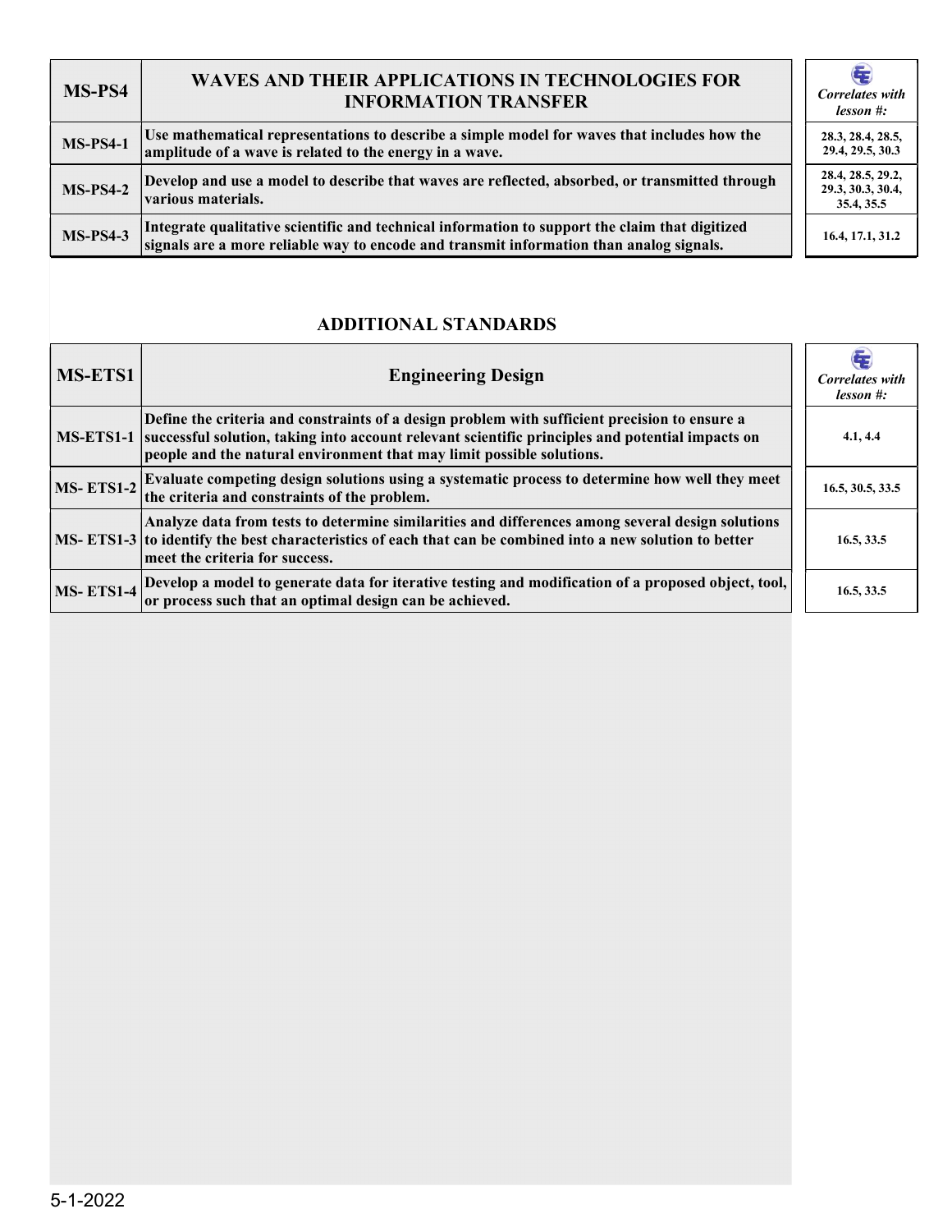| MS-PS4 | WAVES AND THEIR APPLICATIONS IN TECHNOLOGIES FOR INFORMATION TRANSFER | *Correlates with lesson #:* |
|---|---|---|
| MS-PS4-1 | Use mathematical representations to describe a simple model for waves that includes how the amplitude of a wave is related to the energy in a wave. | 28.3, 28.4, 28.5, 29.4, 29.5, 30.3 |
| MS-PS4-2 | Develop and use a model to describe that waves are reflected, absorbed, or transmitted through various materials. | 28.4, 28.5, 29.2, 29.3, 30.3, 30.4, 35.4, 35.5 |
| MS-PS4-3 | Integrate qualitative scientific and technical information to support the claim that digitized signals are a more reliable way to encode and transmit information than analog signals. | 16.4, 17.1, 31.2 |

## ADDITIONAL STANDARDS

| MS-ETS1 | Engineering Design | *Correlates with lesson #:* |
|---|---|---|
| MS-ETS1-1 | Define the criteria and constraints of a design problem with sufficient precision to ensure a successful solution, taking into account relevant scientific principles and potential impacts on people and the natural environment that may limit possible solutions. | 4.1, 4.4 |
| MS- ETS1-2 | Evaluate competing design solutions using a systematic process to determine how well they meet the criteria and constraints of the problem. | 16.5, 30.5, 33.5 |
| MS- ETS1-3 | Analyze data from tests to determine similarities and differences among several design solutions to identify the best characteristics of each that can be combined into a new solution to better meet the criteria for success. | 16.5, 33.5 |
| MS- ETS1-4 | Develop a model to generate data for iterative testing and modification of a proposed object, tool, or process such that an optimal design can be achieved. | 16.5, 33.5 |

5-1-2022